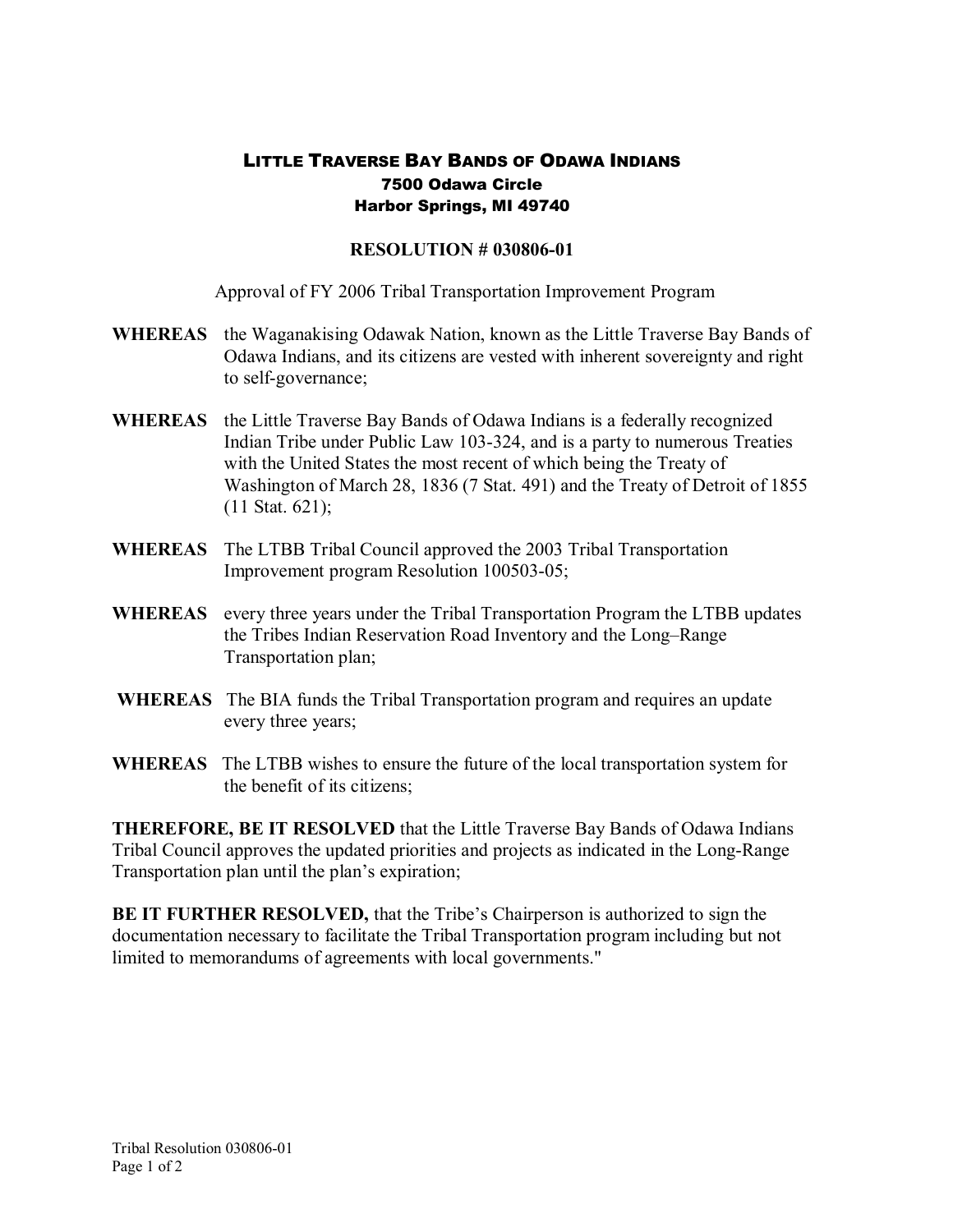# LITTLE TRAVERSE BAY BANDS OF ODAWA INDIANS

**7500 Odawa Circle**
**Harbor Springs, MI 49740**

## RESOLUTION # 030806-01

Approval of FY 2006 Tribal Transportation Improvement Program

**WHEREAS** the Waganakising Odawak Nation, known as the Little Traverse Bay Bands of Odawa Indians, and its citizens are vested with inherent sovereignty and right to self-governance;

**WHEREAS** the Little Traverse Bay Bands of Odawa Indians is a federally recognized Indian Tribe under Public Law 103-324, and is a party to numerous Treaties with the United States the most recent of which being the Treaty of Washington of March 28, 1836 (7 Stat. 491) and the Treaty of Detroit of 1855 (11 Stat. 621);

**WHEREAS** The LTBB Tribal Council approved the 2003 Tribal Transportation Improvement program Resolution 100503-05;

**WHEREAS** every three years under the Tribal Transportation Program the LTBB updates the Tribes Indian Reservation Road Inventory and the Long–Range Transportation plan;

**WHEREAS** The BIA funds the Tribal Transportation program and requires an update every three years;

**WHEREAS** The LTBB wishes to ensure the future of the local transportation system for the benefit of its citizens;

**THEREFORE, BE IT RESOLVED** that the Little Traverse Bay Bands of Odawa Indians Tribal Council approves the updated priorities and projects as indicated in the Long-Range Transportation plan until the plan's expiration;

**BE IT FURTHER RESOLVED,** that the Tribe's Chairperson is authorized to sign the documentation necessary to facilitate the Tribal Transportation program including but not limited to memorandums of agreements with local governments."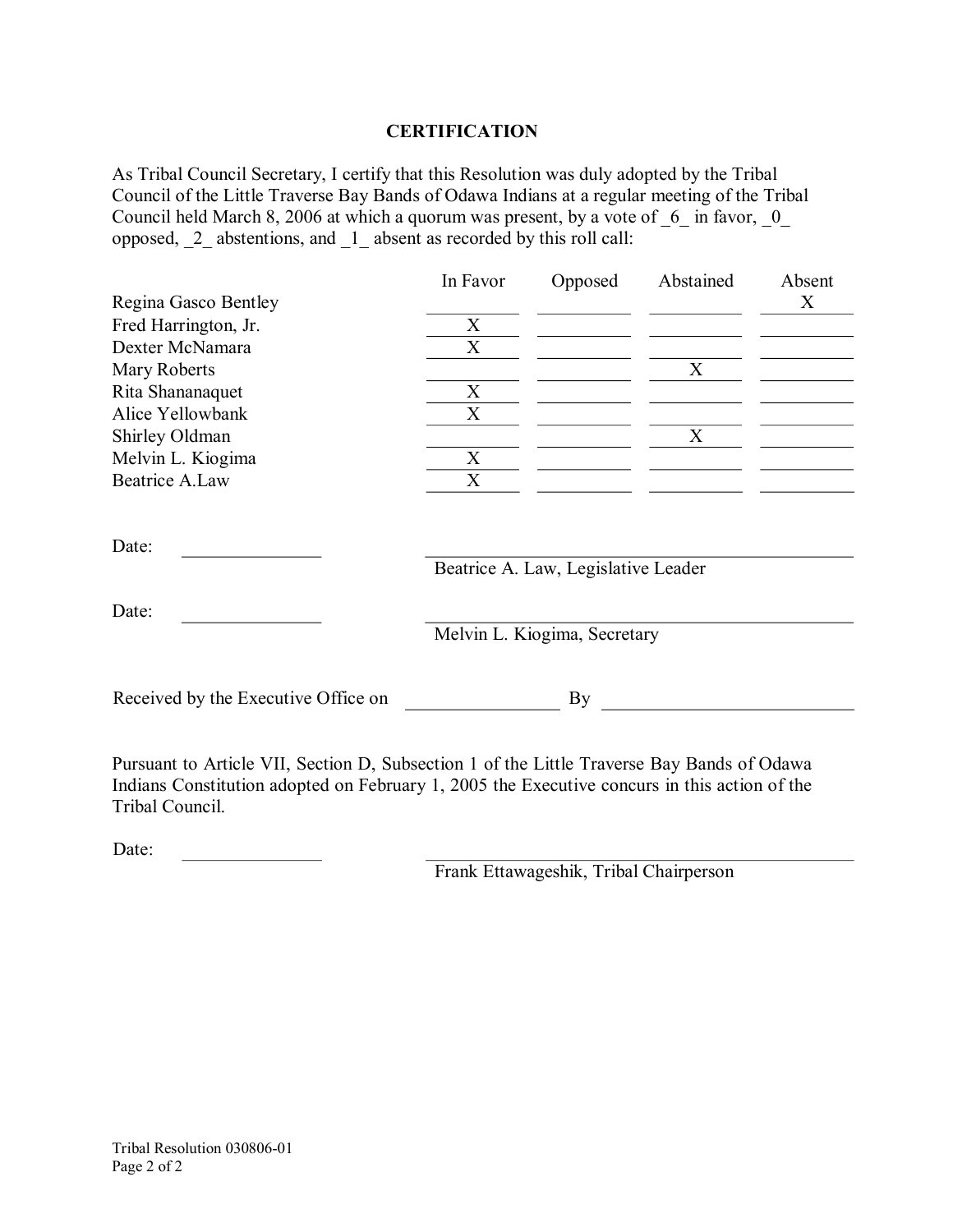**CERTIFICATION**

As Tribal Council Secretary, I certify that this Resolution was duly adopted by the Tribal Council of the Little Traverse Bay Bands of Odawa Indians at a regular meeting of the Tribal Council held March 8, 2006 at which a quorum was present, by a vote of _6_ in favor, _0_ opposed, _2_ abstentions, and _1_ absent as recorded by this roll call:

| | In Favor | Opposed | Abstained | Absent |
|---|---|---|---|---|
| Regina Gasco Bentley | | | | X |
| Fred Harrington, Jr. | X | | | |
| Dexter McNamara | X | | | |
| Mary Roberts | | | X | |
| Rita Shananaquet | X | | | |
| Alice Yellowbank | X | | | |
| Shirley Oldman | | | X | |
| Melvin L. Kiogima | X | | | |
| Beatrice A.Law | X | | | |

Date: _______________ ____________________________________
Beatrice A. Law, Legislative Leader

Date: _______________ ____________________________________
Melvin L. Kiogima, Secretary

Received by the Executive Office on _______________ By _______________________

Pursuant to Article VII, Section D, Subsection 1 of the Little Traverse Bay Bands of Odawa Indians Constitution adopted on February 1, 2005 the Executive concurs in this action of the Tribal Council.

Date: _______________ ____________________________________
Frank Ettawageshik, Tribal Chairperson

Tribal Resolution 030806-01